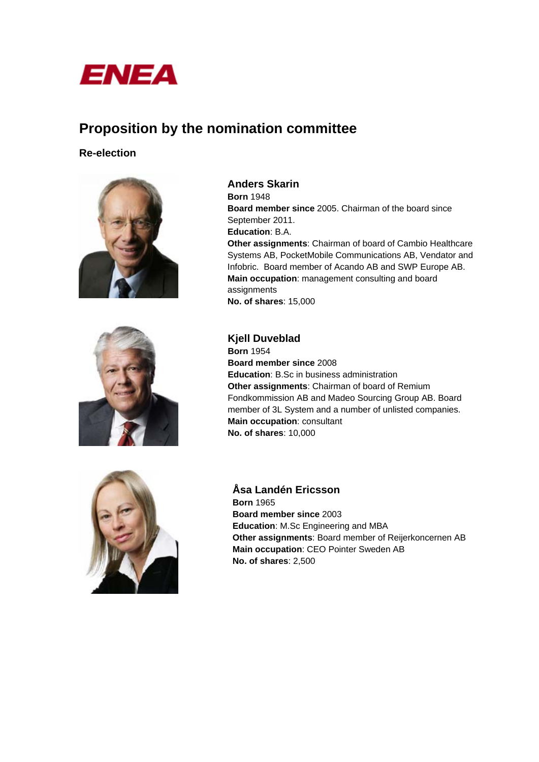ENEA

# Proposition by the nomination committee

## Re-election

### Anders Skarin

**Born** 1948
**Board member since** 2005. Chairman of the board since September 2011.
**Education**: B.A.
**Other assignments**: Chairman of board of Cambio Healthcare Systems AB, PocketMobile Communications AB, Vendator and Infobric. Board member of Acando AB and SWP Europe AB.
**Main occupation**: management consulting and board assignments
**No. of shares**: 15,000

### Kjell Duveblad

**Born** 1954
**Board member since** 2008
**Education**: B.Sc in business administration
**Other assignments**: Chairman of board of Remium Fondkommission AB and Madeo Sourcing Group AB. Board member of 3L System and a number of unlisted companies.
**Main occupation**: consultant
**No. of shares**: 10,000

### Åsa Landén Ericsson

**Born** 1965
**Board member since** 2003
**Education**: M.Sc Engineering and MBA
**Other assignments**: Board member of Reijerkoncernen AB
**Main occupation**: CEO Pointer Sweden AB
**No. of shares**: 2,500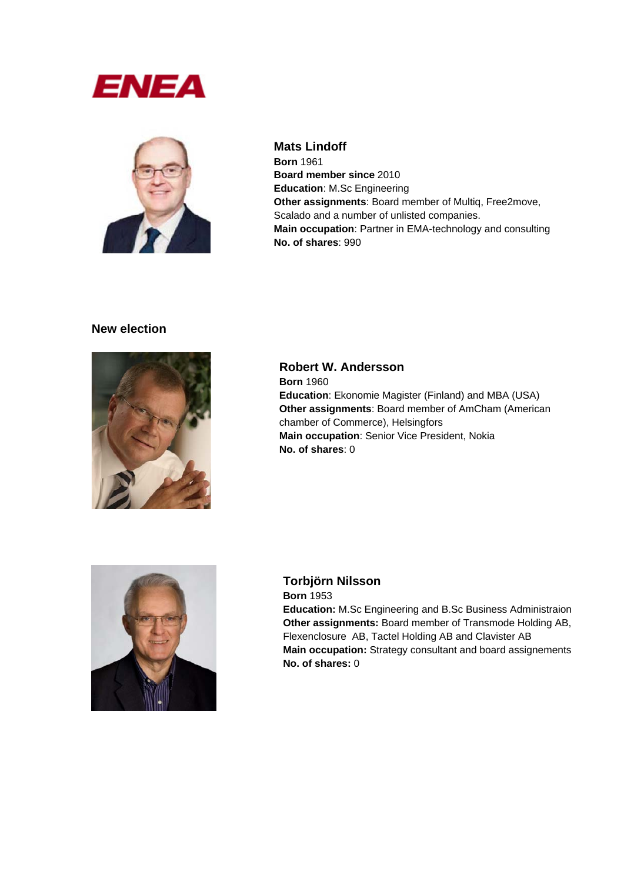ENEA

### Mats Lindoff

**Born** 1961
**Board member since** 2010
**Education**: M.Sc Engineering
**Other assignments**: Board member of Multiq, Free2move, Scalado and a number of unlisted companies.
**Main occupation**: Partner in EMA-technology and consulting
**No. of shares**: 990

## New election

### Robert W. Andersson

**Born** 1960
**Education**: Ekonomie Magister (Finland) and MBA (USA)
**Other assignments**: Board member of AmCham (American chamber of Commerce), Helsingfors
**Main occupation**: Senior Vice President, Nokia
**No. of shares**: 0

### Torbjörn Nilsson

**Born** 1953
**Education:** M.Sc Engineering and B.Sc Business Administraion
**Other assignments:** Board member of Transmode Holding AB, Flexenclosure AB, Tactel Holding AB and Clavister AB
**Main occupation:** Strategy consultant and board assignements
**No. of shares:** 0